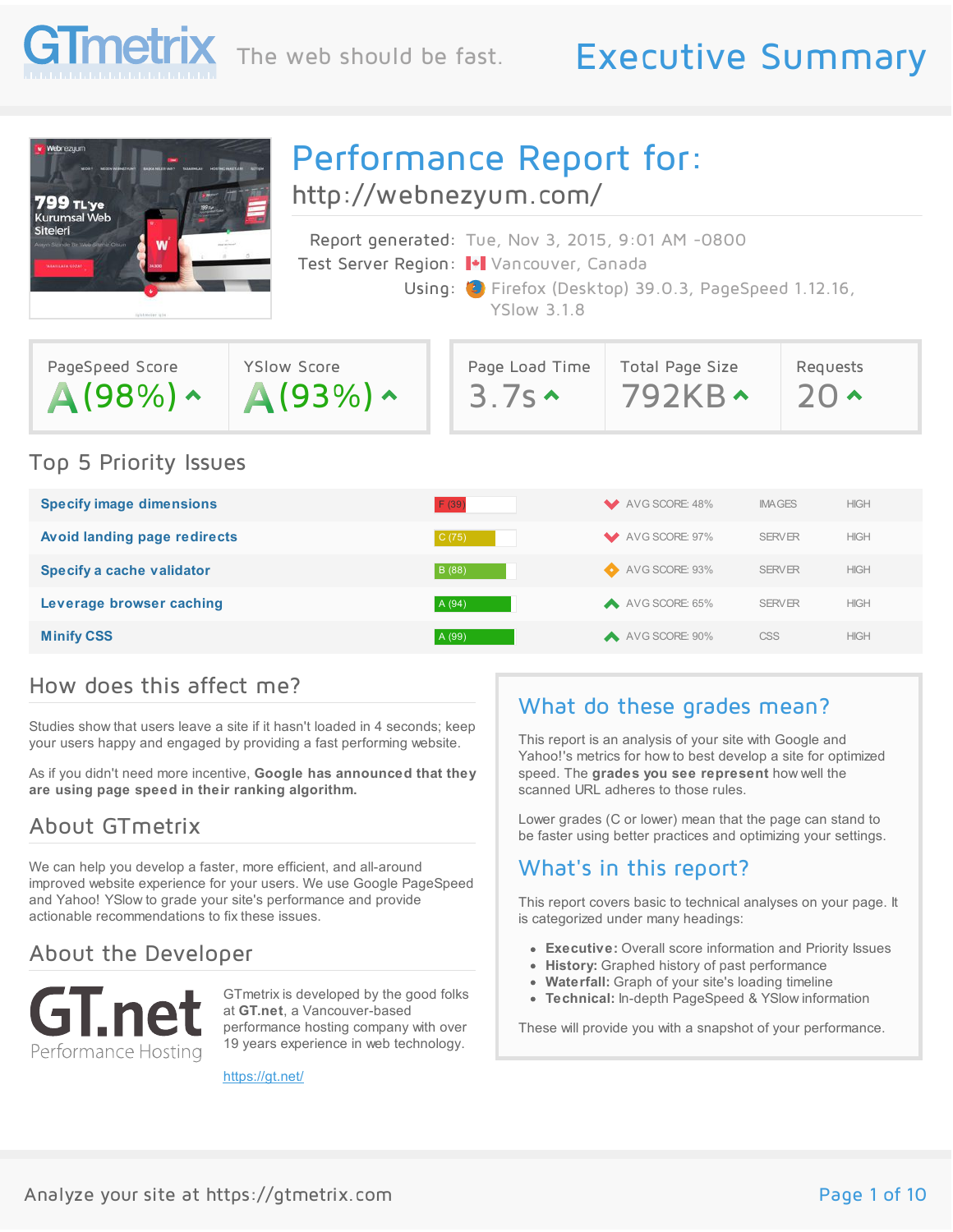# GTmetrix — The web should be fast.

# Executive Summary

## Performance Report for:

http://webnezyum.com/

| | |
|---|---|
| Report generated: | Tue, Nov 3, 2015, 9:01 AM -0800 |
| Test Server Region: | Vancouver, Canada |
| Using: | Firefox (Desktop) 39.0.3, PageSpeed 1.12.16, YSlow 3.1.8 |

| PageSpeed Score | YSlow Score | Page Load Time | Total Page Size | Requests |
|---|---|---|---|---|
| A (98%) | A (93%) | 3.7s | 792KB | 20 |

## Top 5 Priority Issues

| Issue | Grade | Avg Score | Type | Priority |
|---|---|---|---|---|
| Specify image dimensions | F (39) | AVG SCORE: 48% | IMAGES | HIGH |
| Avoid landing page redirects | C (75) | AVG SCORE: 97% | SERVER | HIGH |
| Specify a cache validator | B (88) | AVG SCORE: 93% | SERVER | HIGH |
| Leverage browser caching | A (94) | AVG SCORE: 65% | SERVER | HIGH |
| Minify CSS | A (99) | AVG SCORE: 90% | CSS | HIGH |

## How does this affect me?

Studies show that users leave a site if it hasn't loaded in 4 seconds; keep your users happy and engaged by providing a fast performing website.

As if you didn't need more incentive, **Google has announced that they are using page speed in their ranking algorithm.**

## About GTmetrix

We can help you develop a faster, more efficient, and all-around improved website experience for your users. We use Google PageSpeed and Yahoo! YSlow to grade your site's performance and provide actionable recommendations to fix these issues.

## About the Developer

GT.net Performance Hosting

GTmetrix is developed by the good folks at **GT.net**, a Vancouver-based performance hosting company with over 19 years experience in web technology.

https://gt.net/

## What do these grades mean?

This report is an analysis of your site with Google and Yahoo!'s metrics for how to best develop a site for optimized speed. The **grades you see represent** how well the scanned URL adheres to those rules.

Lower grades (C or lower) mean that the page can stand to be faster using better practices and optimizing your settings.

## What's in this report?

This report covers basic to technical analyses on your page. It is categorized under many headings:

- **Executive:** Overall score information and Priority Issues
- **History:** Graphed history of past performance
- **Waterfall:** Graph of your site's loading timeline
- **Technical:** In-depth PageSpeed & YSlow information

These will provide you with a snapshot of your performance.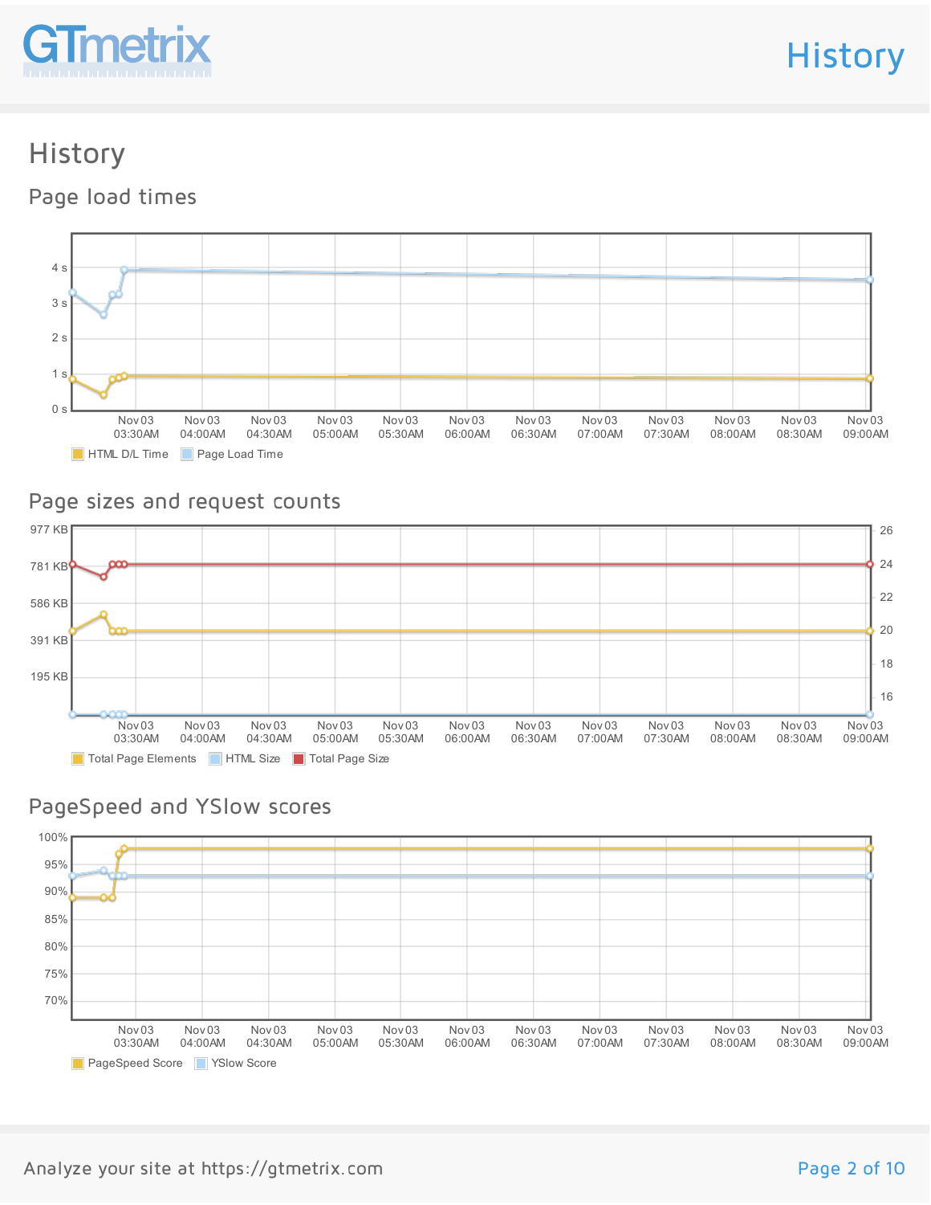# History

## Page load times

Legend: HTML D/L Time, Page Load Time

## Page sizes and request counts

Legend: Total Page Elements, HTML Size, Total Page Size

## PageSpeed and YSlow scores

Legend: PageSpeed Score, YSlow Score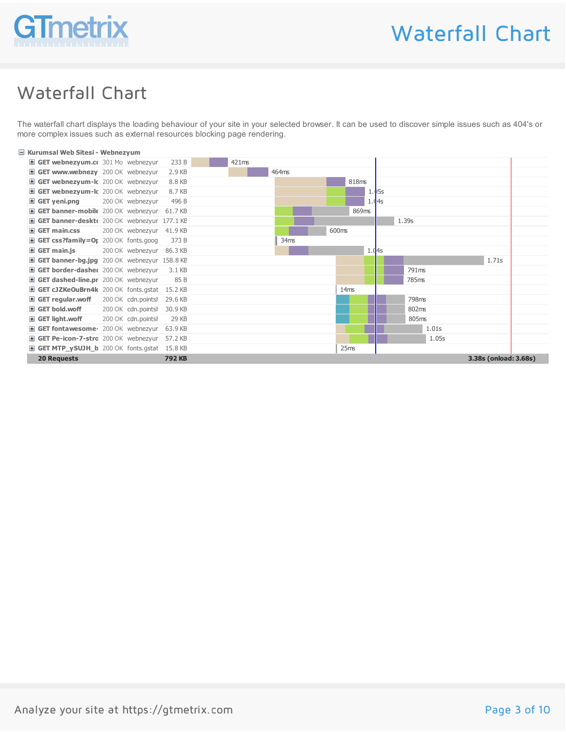# Waterfall Chart

The waterfall chart displays the loading behaviour of your site in your selected browser. It can be used to discover simple issues such as 404's or more complex issues such as external resources blocking page rendering.

**Kurumsal Web Sitesi - Webnezyum**

| Request | Status | Domain | Size | Time |
|---|---|---|---|---|
| GET webnezyum.cc | 301 Mo | webnezyur | 233 B | 421ms |
| GET www.webnezy | 200 OK | webnezyur | 2.9 KB | 464ms |
| GET webnezyum-lc | 200 OK | webnezyur | 8.8 KB | 818ms |
| GET webnezyum-lc | 200 OK | webnezyur | 8.7 KB | 1.05s |
| GET yeni.png | 200 OK | webnezyur | 496 B | 1.04s |
| GET banner-mobile | 200 OK | webnezyur | 61.7 KB | 869ms |
| GET banner-deskto | 200 OK | webnezyur | 177.1 KB | 1.39s |
| GET main.css | 200 OK | webnezyur | 41.9 KB | 600ms |
| GET css?family=Op | 200 OK | fonts.goog | 373 B | 34ms |
| GET main.js | 200 OK | webnezyur | 86.3 KB | 1.04s |
| GET banner-bg.jpg | 200 OK | webnezyur | 158.8 KB | 1.71s |
| GET border-dashed | 200 OK | webnezyur | 3.1 KB | 791ms |
| GET dashed-line.pr | 200 OK | webnezyur | 85 B | 785ms |
| GET cJZKeOuBrn4k | 200 OK | fonts.gstat | 15.2 KB | 14ms |
| GET regular.woff | 200 OK | cdn.pointsh | 29.6 KB | 798ms |
| GET bold.woff | 200 OK | cdn.pointsh | 30.9 KB | 802ms |
| GET light.woff | 200 OK | cdn.pointsh | 29 KB | 805ms |
| GET fontawesome- | 200 OK | webnezyur | 63.9 KB | 1.01s |
| GET Pe-icon-7-stro | 200 OK | webnezyur | 57.2 KB | 1.05s |
| GET MTP_ySUJH_b | 200 OK | fonts.gstat | 15.8 KB | 25ms |
| **20 Requests** | | | **792 KB** | **3.38s (onload: 3.68s)** |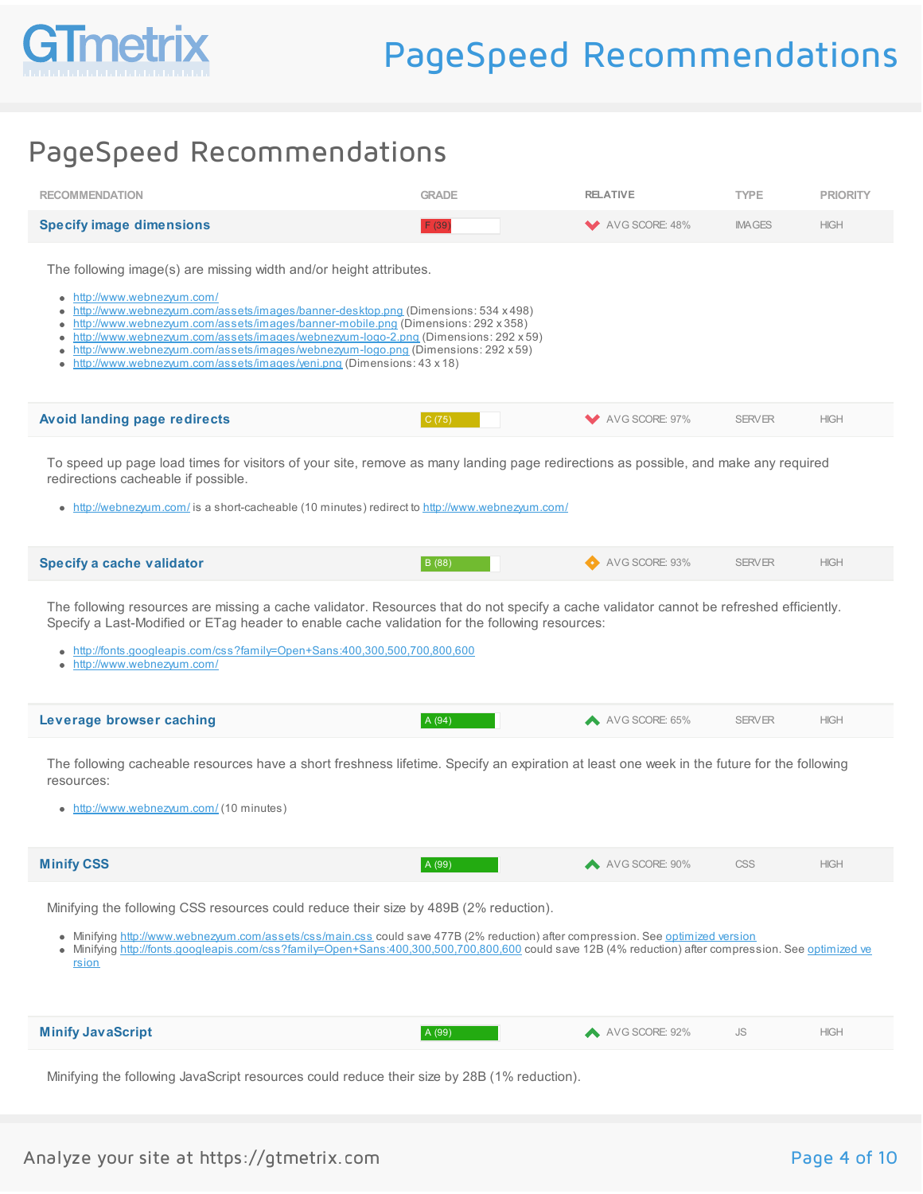# PageSpeed Recommendations

## PageSpeed Recommendations

| RECOMMENDATION | GRADE | RELATIVE | TYPE | PRIORITY |
|---|---|---|---|---|
| **Specify image dimensions** | F (39) | AVG SCORE: 48% | IMAGES | HIGH |

The following image(s) are missing width and/or height attributes.

- http://www.webnezyum.com/
- http://www.webnezyum.com/assets/images/banner-desktop.png (Dimensions: 534 x 498)
- http://www.webnezyum.com/assets/images/banner-mobile.png (Dimensions: 292 x 358)
- http://www.webnezyum.com/assets/images/webnezyum-logo-2.png (Dimensions: 292 x 59)
- http://www.webnezyum.com/assets/images/webnezyum-logo.png (Dimensions: 292 x 59)
- http://www.webnezyum.com/assets/images/yeni.png (Dimensions: 43 x 18)

| RECOMMENDATION | GRADE | RELATIVE | TYPE | PRIORITY |
|---|---|---|---|---|
| **Avoid landing page redirects** | C (75) | AVG SCORE: 97% | SERVER | HIGH |

To speed up page load times for visitors of your site, remove as many landing page redirections as possible, and make any required redirections cacheable if possible.

- http://webnezyum.com/ is a short-cacheable (10 minutes) redirect to http://www.webnezyum.com/

| RECOMMENDATION | GRADE | RELATIVE | TYPE | PRIORITY |
|---|---|---|---|---|
| **Specify a cache validator** | B (88) | AVG SCORE: 93% | SERVER | HIGH |

The following resources are missing a cache validator. Resources that do not specify a cache validator cannot be refreshed efficiently. Specify a Last-Modified or ETag header to enable cache validation for the following resources:

- http://fonts.googleapis.com/css?family=Open+Sans:400,300,500,700,800,600
- http://www.webnezyum.com/

| RECOMMENDATION | GRADE | RELATIVE | TYPE | PRIORITY |
|---|---|---|---|---|
| **Leverage browser caching** | A (94) | AVG SCORE: 65% | SERVER | HIGH |

The following cacheable resources have a short freshness lifetime. Specify an expiration at least one week in the future for the following resources:

- http://www.webnezyum.com/ (10 minutes)

| RECOMMENDATION | GRADE | RELATIVE | TYPE | PRIORITY |
|---|---|---|---|---|
| **Minify CSS** | A (99) | AVG SCORE: 90% | CSS | HIGH |

Minifying the following CSS resources could reduce their size by 489B (2% reduction).

- Minifying http://www.webnezyum.com/assets/css/main.css could save 477B (2% reduction) after compression. See optimized version
- Minifying http://fonts.googleapis.com/css?family=Open+Sans:400,300,500,700,800,600 could save 12B (4% reduction) after compression. See optimized version

| RECOMMENDATION | GRADE | RELATIVE | TYPE | PRIORITY |
|---|---|---|---|---|
| **Minify JavaScript** | A (99) | AVG SCORE: 92% | JS | HIGH |

Minifying the following JavaScript resources could reduce their size by 28B (1% reduction).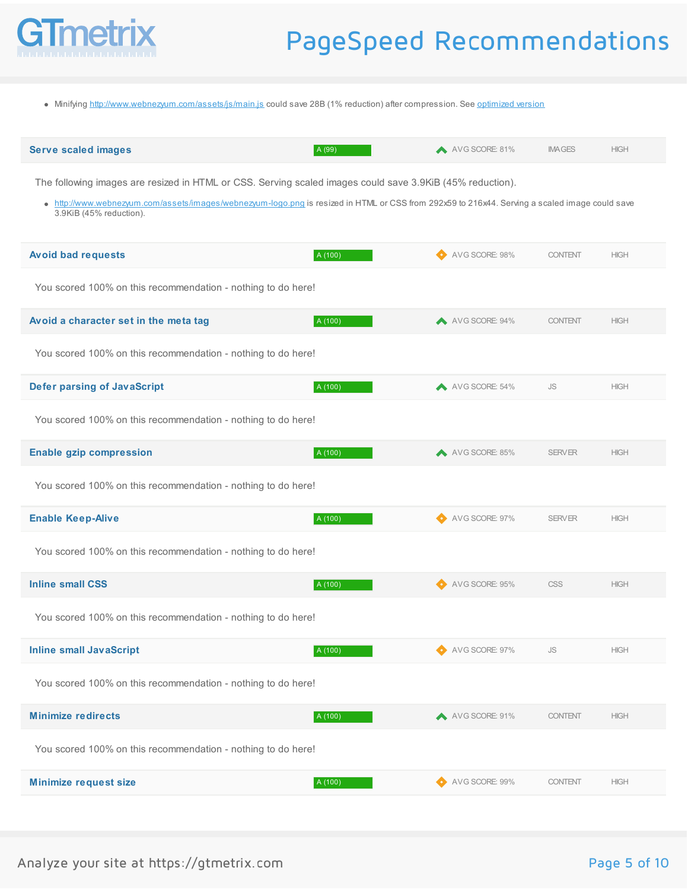- Minifying http://www.webnezyum.com/assets/js/main.js could save 28B (1% reduction) after compression. See optimized version

### Serve scaled images

A (99) | AVG SCORE: 81% | IMAGES | HIGH

The following images are resized in HTML or CSS. Serving scaled images could save 3.9KiB (45% reduction).

- http://www.webnezyum.com/assets/images/webnezyum-logo.png is resized in HTML or CSS from 292x59 to 216x44. Serving a scaled image could save 3.9KiB (45% reduction).

### Avoid bad requests

A (100) | AVG SCORE: 98% | CONTENT | HIGH

You scored 100% on this recommendation - nothing to do here!

### Avoid a character set in the meta tag

A (100) | AVG SCORE: 94% | CONTENT | HIGH

You scored 100% on this recommendation - nothing to do here!

### Defer parsing of JavaScript

A (100) | AVG SCORE: 54% | JS | HIGH

You scored 100% on this recommendation - nothing to do here!

### Enable gzip compression

A (100) | AVG SCORE: 85% | SERVER | HIGH

You scored 100% on this recommendation - nothing to do here!

### Enable Keep-Alive

A (100) | AVG SCORE: 97% | SERVER | HIGH

You scored 100% on this recommendation - nothing to do here!

### Inline small CSS

A (100) | AVG SCORE: 95% | CSS | HIGH

You scored 100% on this recommendation - nothing to do here!

### Inline small JavaScript

A (100) | AVG SCORE: 97% | JS | HIGH

You scored 100% on this recommendation - nothing to do here!

### Minimize redirects

A (100) | AVG SCORE: 91% | CONTENT | HIGH

You scored 100% on this recommendation - nothing to do here!

### Minimize request size

A (100) | AVG SCORE: 99% | CONTENT | HIGH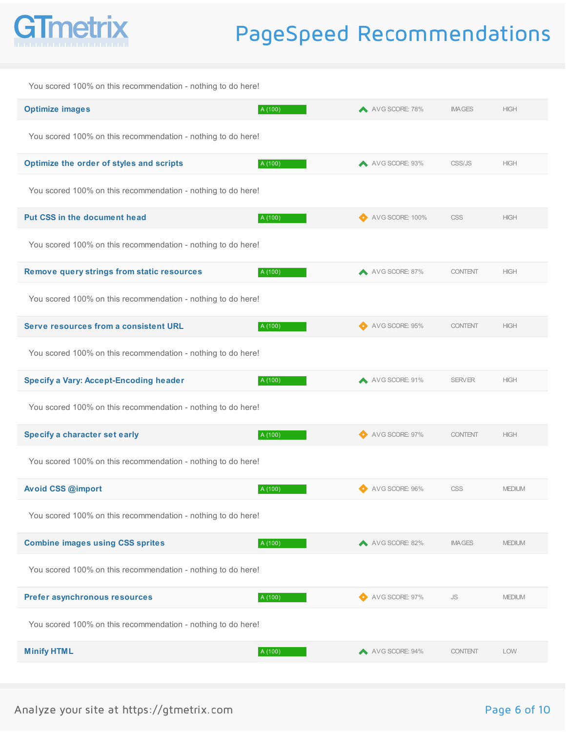You scored 100% on this recommendation - nothing to do here!

| Recommendation | Grade | Avg Score | Type | Priority |
|---|---|---|---|---|
| **Optimize images** | A (100) | AVG SCORE: 78% | IMAGES | HIGH |

You scored 100% on this recommendation - nothing to do here!

| Recommendation | Grade | Avg Score | Type | Priority |
|---|---|---|---|---|
| **Optimize the order of styles and scripts** | A (100) | AVG SCORE: 93% | CSS/JS | HIGH |

You scored 100% on this recommendation - nothing to do here!

| Recommendation | Grade | Avg Score | Type | Priority |
|---|---|---|---|---|
| **Put CSS in the document head** | A (100) | AVG SCORE: 100% | CSS | HIGH |

You scored 100% on this recommendation - nothing to do here!

| Recommendation | Grade | Avg Score | Type | Priority |
|---|---|---|---|---|
| **Remove query strings from static resources** | A (100) | AVG SCORE: 87% | CONTENT | HIGH |

You scored 100% on this recommendation - nothing to do here!

| Recommendation | Grade | Avg Score | Type | Priority |
|---|---|---|---|---|
| **Serve resources from a consistent URL** | A (100) | AVG SCORE: 95% | CONTENT | HIGH |

You scored 100% on this recommendation - nothing to do here!

| Recommendation | Grade | Avg Score | Type | Priority |
|---|---|---|---|---|
| **Specify a Vary: Accept-Encoding header** | A (100) | AVG SCORE: 91% | SERVER | HIGH |

You scored 100% on this recommendation - nothing to do here!

| Recommendation | Grade | Avg Score | Type | Priority |
|---|---|---|---|---|
| **Specify a character set early** | A (100) | AVG SCORE: 97% | CONTENT | HIGH |

You scored 100% on this recommendation - nothing to do here!

| Recommendation | Grade | Avg Score | Type | Priority |
|---|---|---|---|---|
| **Avoid CSS @import** | A (100) | AVG SCORE: 96% | CSS | MEDIUM |

You scored 100% on this recommendation - nothing to do here!

| Recommendation | Grade | Avg Score | Type | Priority |
|---|---|---|---|---|
| **Combine images using CSS sprites** | A (100) | AVG SCORE: 82% | IMAGES | MEDIUM |

You scored 100% on this recommendation - nothing to do here!

| Recommendation | Grade | Avg Score | Type | Priority |
|---|---|---|---|---|
| **Prefer asynchronous resources** | A (100) | AVG SCORE: 97% | JS | MEDIUM |

You scored 100% on this recommendation - nothing to do here!

| Recommendation | Grade | Avg Score | Type | Priority |
|---|---|---|---|---|
| **Minify HTML** | A (100) | AVG SCORE: 94% | CONTENT | LOW |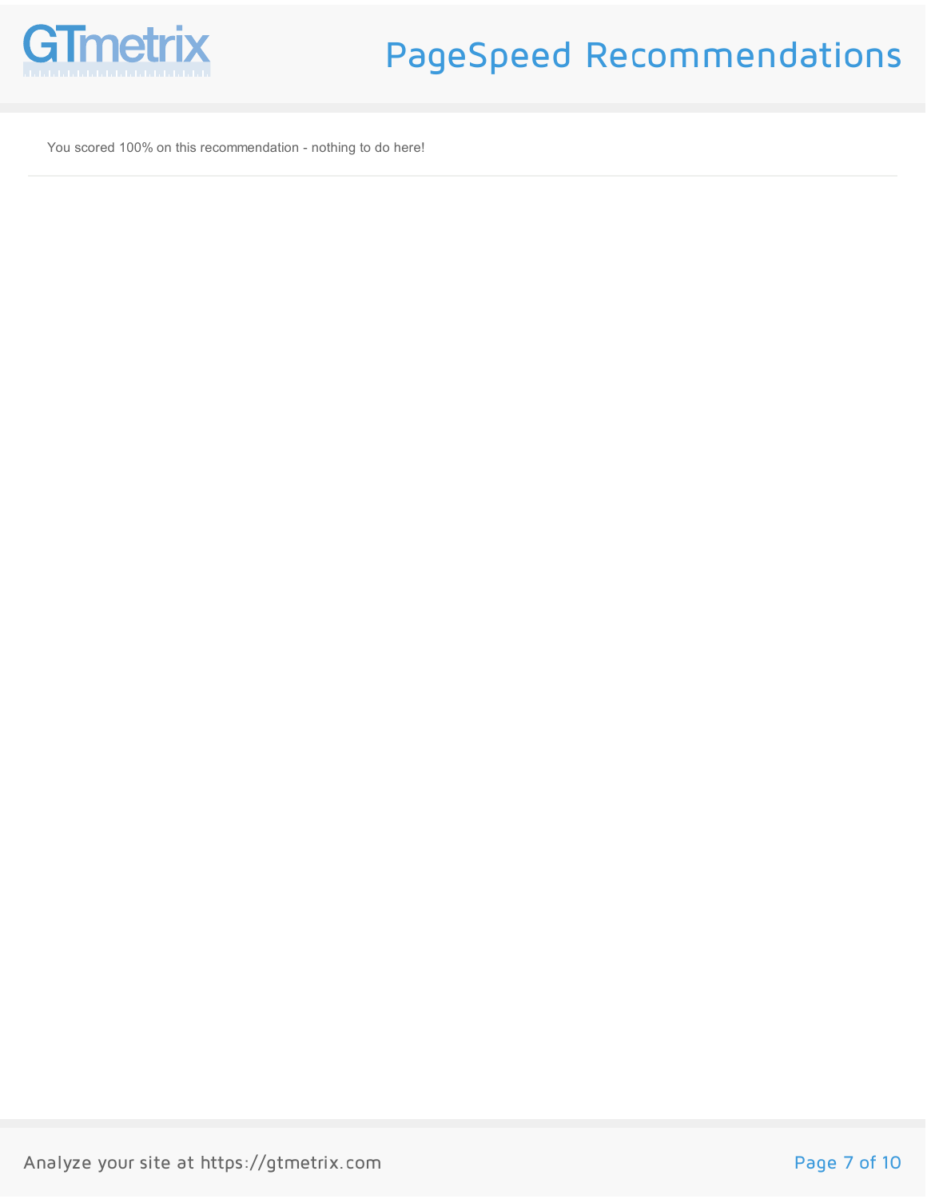You scored 100% on this recommendation - nothing to do here!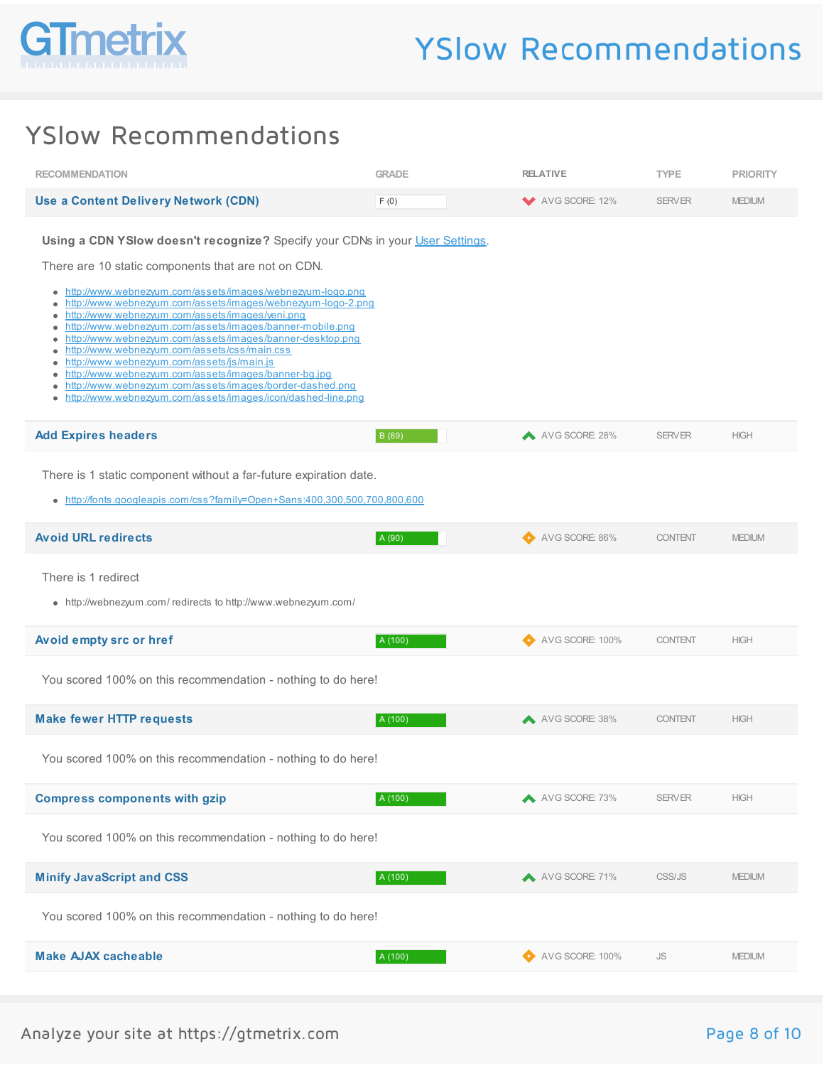# YSlow Recommendations

| RECOMMENDATION | GRADE | RELATIVE | TYPE | PRIORITY |
|---|---|---|---|---|
| Use a Content Delivery Network (CDN) | F (0) | AVG SCORE: 12% | SERVER | MEDIUM |

**Using a CDN YSlow doesn't recognize?** Specify your CDNs in your User Settings.

There are 10 static components that are not on CDN.

- http://www.webnezyum.com/assets/images/webnezyum-logo.png
- http://www.webnezyum.com/assets/images/webnezyum-logo-2.png
- http://www.webnezyum.com/assets/images/yeni.png
- http://www.webnezyum.com/assets/images/banner-mobile.png
- http://www.webnezyum.com/assets/images/banner-desktop.png
- http://www.webnezyum.com/assets/css/main.css
- http://www.webnezyum.com/assets/js/main.js
- http://www.webnezyum.com/assets/images/banner-bg.jpg
- http://www.webnezyum.com/assets/images/border-dashed.png
- http://www.webnezyum.com/assets/images/icon/dashed-line.png

| RECOMMENDATION | GRADE | RELATIVE | TYPE | PRIORITY |
|---|---|---|---|---|
| Add Expires headers | B (89) | AVG SCORE: 28% | SERVER | HIGH |

There is 1 static component without a far-future expiration date.

- http://fonts.googleapis.com/css?family=Open+Sans:400,300,500,700,800,600

| RECOMMENDATION | GRADE | RELATIVE | TYPE | PRIORITY |
|---|---|---|---|---|
| Avoid URL redirects | A (90) | AVG SCORE: 86% | CONTENT | MEDIUM |

There is 1 redirect

- http://webnezyum.com/ redirects to http://www.webnezyum.com/

| RECOMMENDATION | GRADE | RELATIVE | TYPE | PRIORITY |
|---|---|---|---|---|
| Avoid empty src or href | A (100) | AVG SCORE: 100% | CONTENT | HIGH |

You scored 100% on this recommendation - nothing to do here!

| RECOMMENDATION | GRADE | RELATIVE | TYPE | PRIORITY |
|---|---|---|---|---|
| Make fewer HTTP requests | A (100) | AVG SCORE: 38% | CONTENT | HIGH |

You scored 100% on this recommendation - nothing to do here!

| RECOMMENDATION | GRADE | RELATIVE | TYPE | PRIORITY |
|---|---|---|---|---|
| Compress components with gzip | A (100) | AVG SCORE: 73% | SERVER | HIGH |

You scored 100% on this recommendation - nothing to do here!

| RECOMMENDATION | GRADE | RELATIVE | TYPE | PRIORITY |
|---|---|---|---|---|
| Minify JavaScript and CSS | A (100) | AVG SCORE: 71% | CSS/JS | MEDIUM |

You scored 100% on this recommendation - nothing to do here!

| RECOMMENDATION | GRADE | RELATIVE | TYPE | PRIORITY |
|---|---|---|---|---|
| Make AJAX cacheable | A (100) | AVG SCORE: 100% | JS | MEDIUM |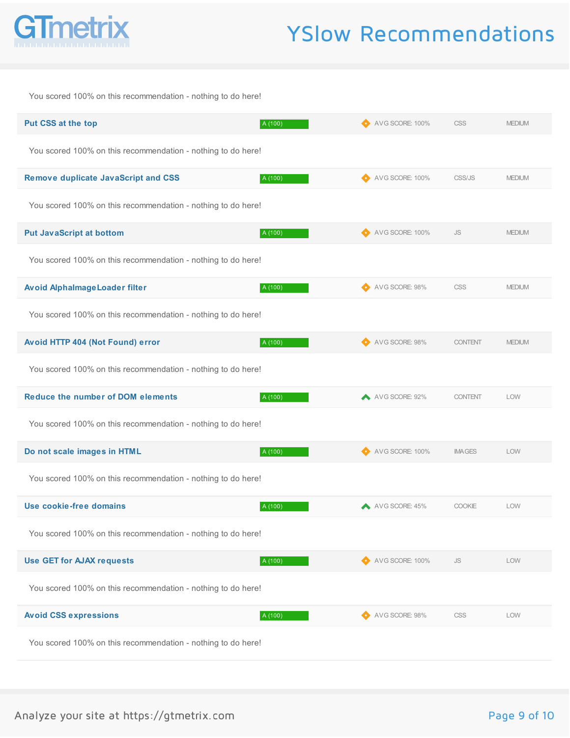You scored 100% on this recommendation - nothing to do here!

| Recommendation | Grade | Average | Type | Priority |
|---|---|---|---|---|
| **Put CSS at the top** | A (100) | AVG SCORE: 100% | CSS | MEDIUM |

You scored 100% on this recommendation - nothing to do here!

| Recommendation | Grade | Average | Type | Priority |
|---|---|---|---|---|
| **Remove duplicate JavaScript and CSS** | A (100) | AVG SCORE: 100% | CSS/JS | MEDIUM |

You scored 100% on this recommendation - nothing to do here!

| Recommendation | Grade | Average | Type | Priority |
|---|---|---|---|---|
| **Put JavaScript at bottom** | A (100) | AVG SCORE: 100% | JS | MEDIUM |

You scored 100% on this recommendation - nothing to do here!

| Recommendation | Grade | Average | Type | Priority |
|---|---|---|---|---|
| **Avoid AlphaImageLoader filter** | A (100) | AVG SCORE: 98% | CSS | MEDIUM |

You scored 100% on this recommendation - nothing to do here!

| Recommendation | Grade | Average | Type | Priority |
|---|---|---|---|---|
| **Avoid HTTP 404 (Not Found) error** | A (100) | AVG SCORE: 98% | CONTENT | MEDIUM |

You scored 100% on this recommendation - nothing to do here!

| Recommendation | Grade | Average | Type | Priority |
|---|---|---|---|---|
| **Reduce the number of DOM elements** | A (100) | AVG SCORE: 92% | CONTENT | LOW |

You scored 100% on this recommendation - nothing to do here!

| Recommendation | Grade | Average | Type | Priority |
|---|---|---|---|---|
| **Do not scale images in HTML** | A (100) | AVG SCORE: 100% | IMAGES | LOW |

You scored 100% on this recommendation - nothing to do here!

| Recommendation | Grade | Average | Type | Priority |
|---|---|---|---|---|
| **Use cookie-free domains** | A (100) | AVG SCORE: 45% | COOKIE | LOW |

You scored 100% on this recommendation - nothing to do here!

| Recommendation | Grade | Average | Type | Priority |
|---|---|---|---|---|
| **Use GET for AJAX requests** | A (100) | AVG SCORE: 100% | JS | LOW |

You scored 100% on this recommendation - nothing to do here!

| Recommendation | Grade | Average | Type | Priority |
|---|---|---|---|---|
| **Avoid CSS expressions** | A (100) | AVG SCORE: 98% | CSS | LOW |

You scored 100% on this recommendation - nothing to do here!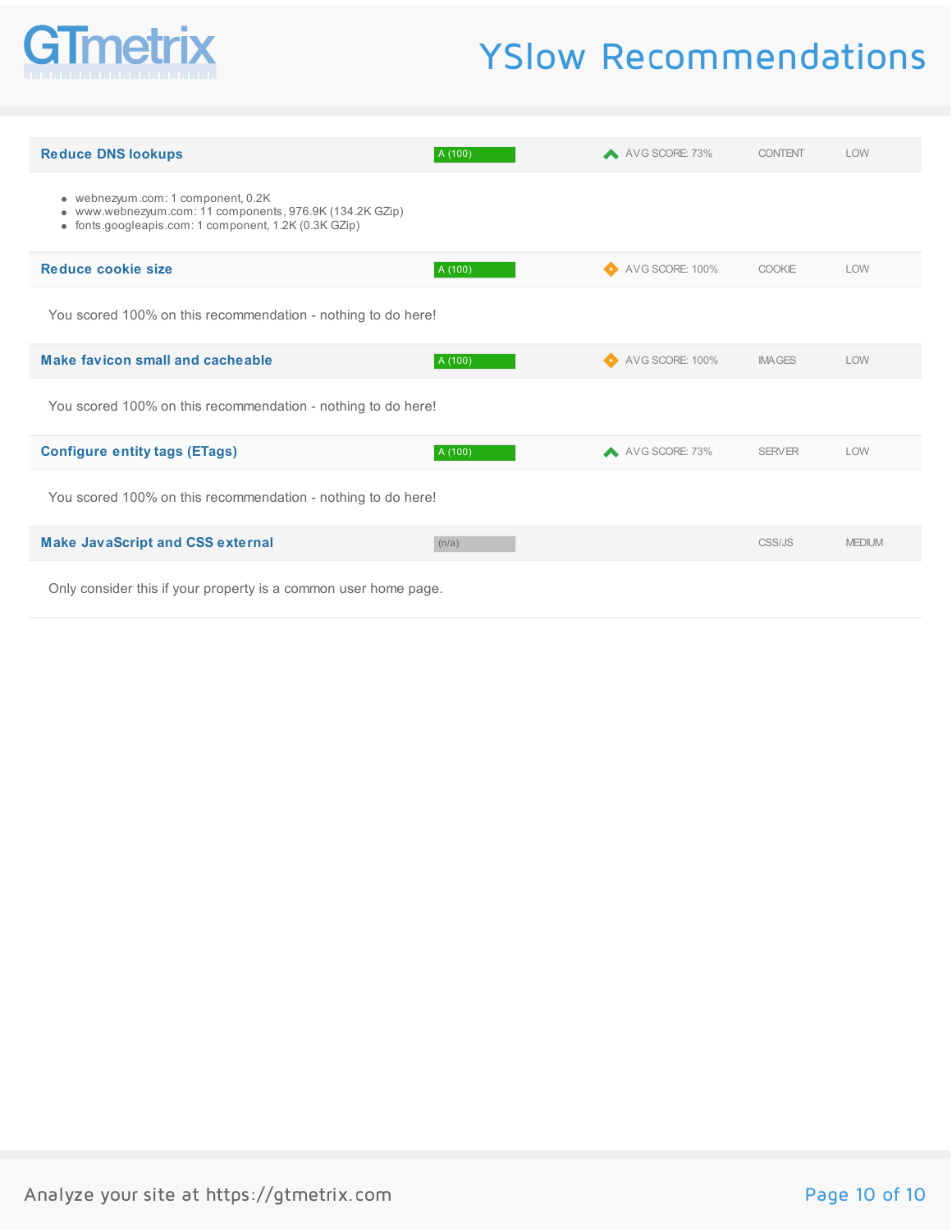# YSlow Recommendations

## Reduce DNS lookups

A (100) | AVG SCORE: 73% | CONTENT | LOW

- webnezyum.com: 1 component, 0.2K
- www.webnezyum.com: 11 components, 976.9K (134.2K GZip)
- fonts.googleapis.com: 1 component, 1.2K (0.3K GZip)

## Reduce cookie size

A (100) | AVG SCORE: 100% | COOKIE | LOW

You scored 100% on this recommendation - nothing to do here!

## Make favicon small and cacheable

A (100) | AVG SCORE: 100% | IMAGES | LOW

You scored 100% on this recommendation - nothing to do here!

## Configure entity tags (ETags)

A (100) | AVG SCORE: 73% | SERVER | LOW

You scored 100% on this recommendation - nothing to do here!

## Make JavaScript and CSS external

(n/a) | CSS/JS | MEDIUM

Only consider this if your property is a common user home page.